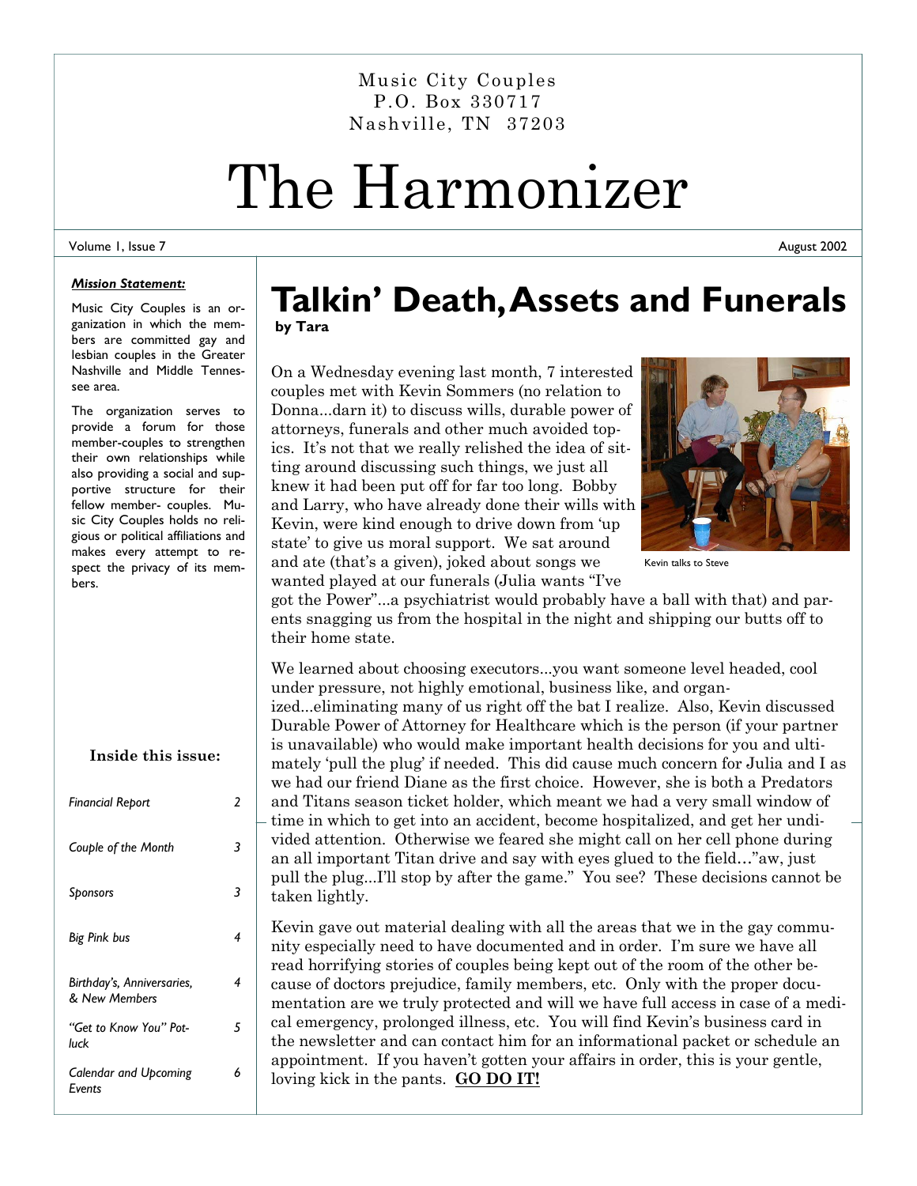Music City Couples
P.O. Box 330717
Nashville, TN 37203

# The Harmonizer

Volume 1, Issue 7 | August 2002

***Mission Statement:***

Music City Couples is an organization in which the members are committed gay and lesbian couples in the Greater Nashville and Middle Tennessee area.

The organization serves to provide a forum for those member-couples to strengthen their own relationships while also providing a social and supportive structure for their fellow member- couples. Music City Couples holds no religious or political affiliations and makes every attempt to respect the privacy of its members.

**Inside this issue:**

| | |
|---|---|
| *Financial Report* | 2 |
| *Couple of the Month* | 3 |
| *Sponsors* | 3 |
| *Big Pink bus* | 4 |
| *Birthday's, Anniversaries, & New Members* | 4 |
| *"Get to Know You" Pot-luck* | 5 |
| *Calendar and Upcoming Events* | 6 |

## Talkin' Death, Assets and Funerals

**by Tara**

On a Wednesday evening last month, 7 interested couples met with Kevin Sommers (no relation to Donna...darn it) to discuss wills, durable power of attorneys, funerals and other much avoided topics. It's not that we really relished the idea of sitting around discussing such things, we just all knew it had been put off for far too long. Bobby and Larry, who have already done their wills with Kevin, were kind enough to drive down from 'up state' to give us moral support. We sat around and ate (that's a given), joked about songs we wanted played at our funerals (Julia wants "I've got the Power"...a psychiatrist would probably have a ball with that) and parents snagging us from the hospital in the night and shipping our butts off to their home state.

Kevin talks to Steve

We learned about choosing executors...you want someone level headed, cool under pressure, not highly emotional, business like, and organized...eliminating many of us right off the bat I realize. Also, Kevin discussed Durable Power of Attorney for Healthcare which is the person (if your partner is unavailable) who would make important health decisions for you and ultimately 'pull the plug' if needed. This did cause much concern for Julia and I as we had our friend Diane as the first choice. However, she is both a Predators and Titans season ticket holder, which meant we had a very small window of time in which to get into an accident, become hospitalized, and get her undivided attention. Otherwise we feared she might call on her cell phone during an all important Titan drive and say with eyes glued to the field…"aw, just pull the plug...I'll stop by after the game." You see? These decisions cannot be taken lightly.

Kevin gave out material dealing with all the areas that we in the gay community especially need to have documented and in order. I'm sure we have all read horrifying stories of couples being kept out of the room of the other because of doctors prejudice, family members, etc. Only with the proper documentation are we truly protected and will we have full access in case of a medical emergency, prolonged illness, etc. You will find Kevin's business card in the newsletter and can contact him for an informational packet or schedule an appointment. If you haven't gotten your affairs in order, this is your gentle, loving kick in the pants. **GO DO IT!**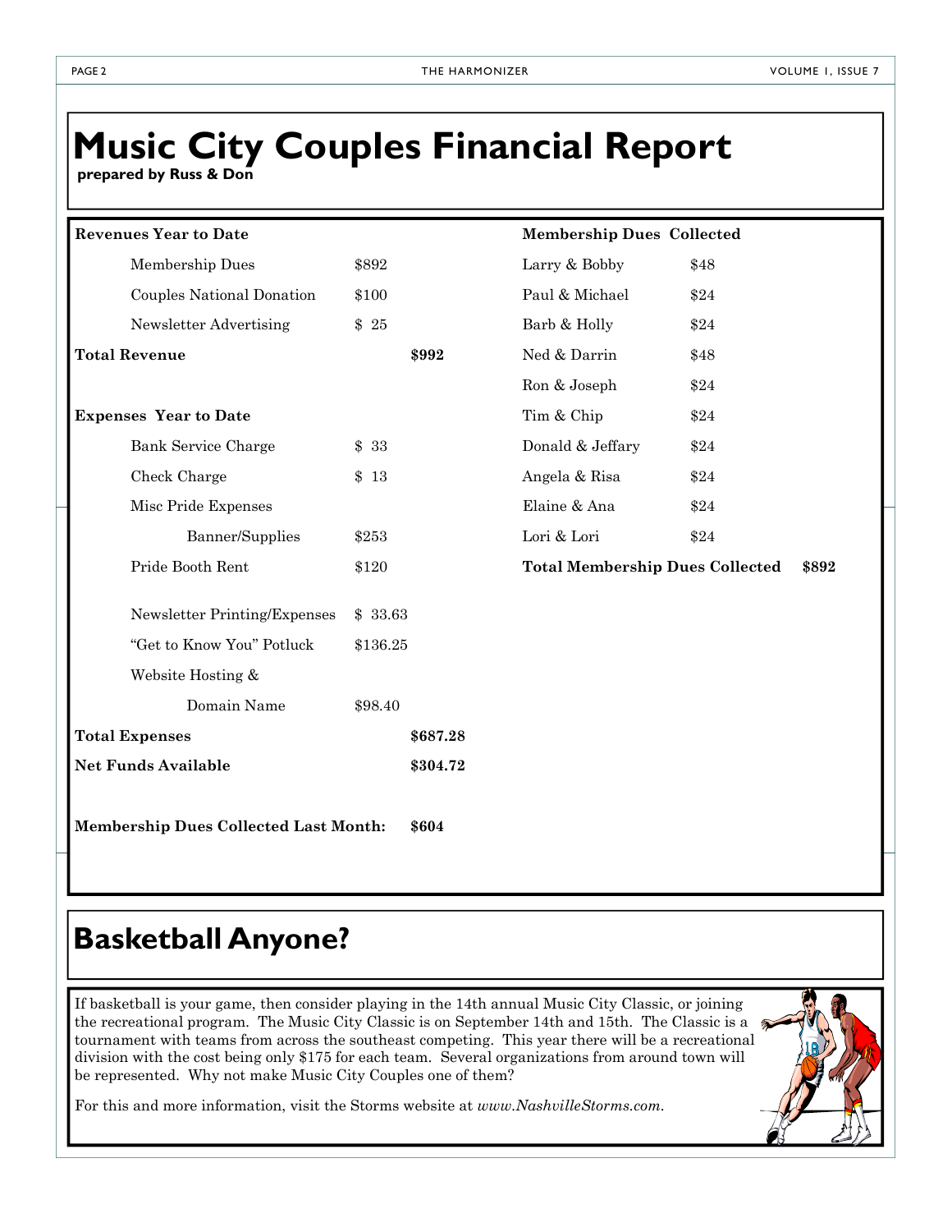# Music City Couples Financial Report

**prepared by Russ & Don**

| **Revenues Year to Date** | | |
|---|---|---|
| Membership Dues | $892 | |
| Couples National Donation | $100 | |
| Newsletter Advertising | $ 25 | |
| **Total Revenue** | | **$992** |
| | | |
| **Expenses Year to Date** | | |
| Bank Service Charge | $ 33 | |
| Check Charge | $ 13 | |
| Misc Pride Expenses | | |
| Banner/Supplies | $253 | |
| Pride Booth Rent | $120 | |
| Newsletter Printing/Expenses | $ 33.63 | |
| "Get to Know You" Potluck | $136.25 | |
| Website Hosting & Domain Name | $98.40 | |
| **Total Expenses** | | **$687.28** |
| **Net Funds Available** | | **$304.72** |
| | | |
| **Membership Dues Collected Last Month:** | | **$604** |

| **Membership Dues Collected** | |
|---|---|
| Larry & Bobby | $48 |
| Paul & Michael | $24 |
| Barb & Holly | $24 |
| Ned & Darrin | $48 |
| Ron & Joseph | $24 |
| Tim & Chip | $24 |
| Donald & Jeffary | $24 |
| Angela & Risa | $24 |
| Elaine & Ana | $24 |
| Lori & Lori | $24 |
| **Total Membership Dues Collected** | **$892** |

# Basketball Anyone?

If basketball is your game, then consider playing in the 14th annual Music City Classic, or joining the recreational program. The Music City Classic is on September 14th and 15th. The Classic is a tournament with teams from across the southeast competing. This year there will be a recreational division with the cost being only $175 for each team. Several organizations from around town will be represented. Why not make Music City Couples one of them?

For this and more information, visit the Storms website at *www.NashvilleStorms.com*.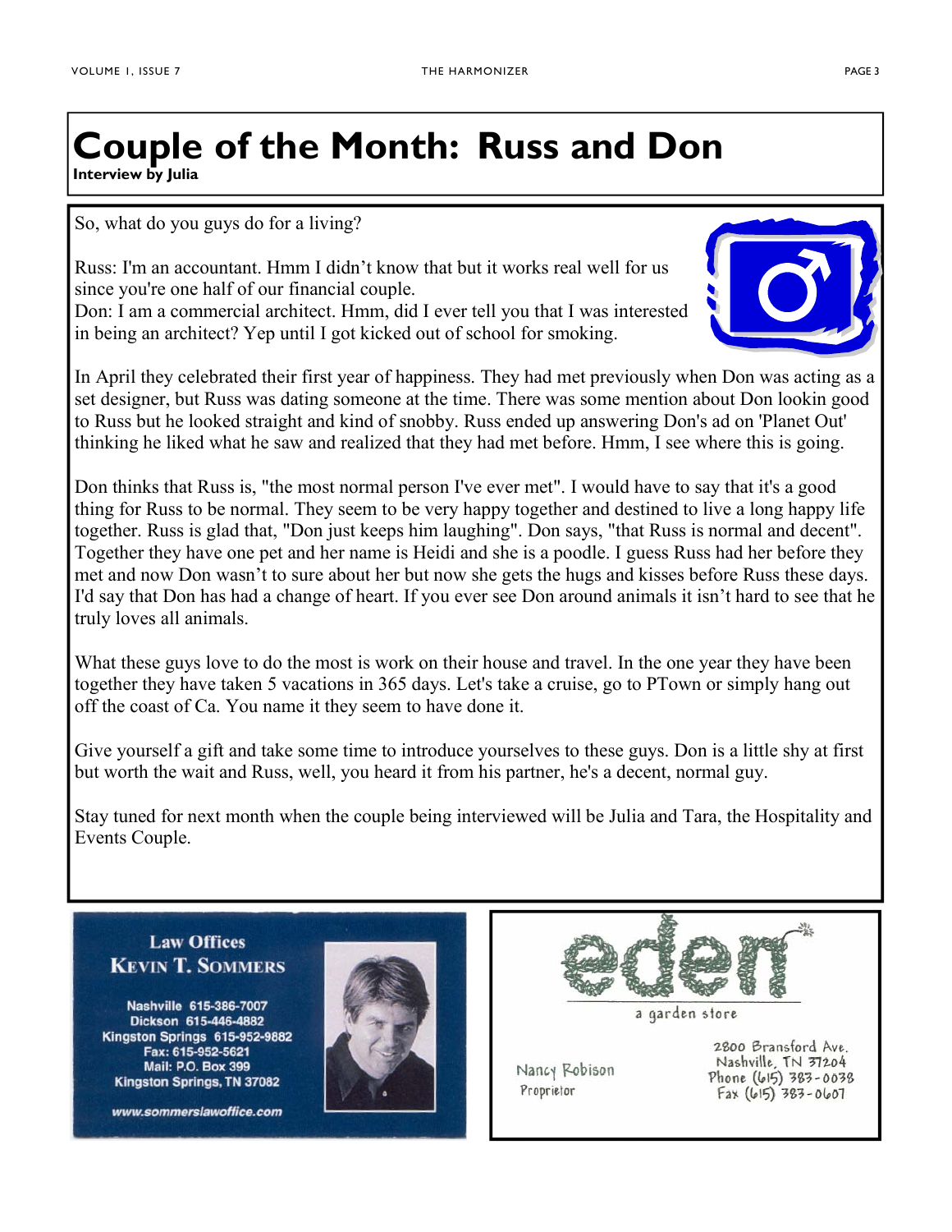# Couple of the Month: Russ and Don

**Interview by Julia**

So, what do you guys do for a living?

Russ: I'm an accountant. Hmm I didn't know that but it works real well for us since you're one half of our financial couple.
Don: I am a commercial architect. Hmm, did I ever tell you that I was interested in being an architect? Yep until I got kicked out of school for smoking.

In April they celebrated their first year of happiness. They had met previously when Don was acting as a set designer, but Russ was dating someone at the time. There was some mention about Don lookin good to Russ but he looked straight and kind of snobby. Russ ended up answering Don's ad on 'Planet Out' thinking he liked what he saw and realized that they had met before. Hmm, I see where this is going.

Don thinks that Russ is, "the most normal person I've ever met". I would have to say that it's a good thing for Russ to be normal. They seem to be very happy together and destined to live a long happy life together. Russ is glad that, "Don just keeps him laughing". Don says, "that Russ is normal and decent". Together they have one pet and her name is Heidi and she is a poodle. I guess Russ had her before they met and now Don wasn't to sure about her but now she gets the hugs and kisses before Russ these days. I'd say that Don has had a change of heart. If you ever see Don around animals it isn't hard to see that he truly loves all animals.

What these guys love to do the most is work on their house and travel. In the one year they have been together they have taken 5 vacations in 365 days. Let's take a cruise, go to PTown or simply hang out off the coast of Ca. You name it they seem to have done it.

Give yourself a gift and take some time to introduce yourselves to these guys. Don is a little shy at first but worth the wait and Russ, well, you heard it from his partner, he's a decent, normal guy.

Stay tuned for next month when the couple being interviewed will be Julia and Tara, the Hospitality and Events Couple.

---

**Law Offices**
**KEVIN T. SOMMERS**

Nashville 615-386-7007
Dickson 615-446-4882
Kingston Springs 615-952-9882
Fax: 615-952-5621
Mail: P.O. Box 399
Kingston Springs, TN 37082

www.sommerslawoffice.com

---

**eden**
a garden store

Nancy Robison
Proprietor

2800 Bransford Ave.
Nashville, TN 37204
Phone (615) 383-0038
Fax (615) 383-0607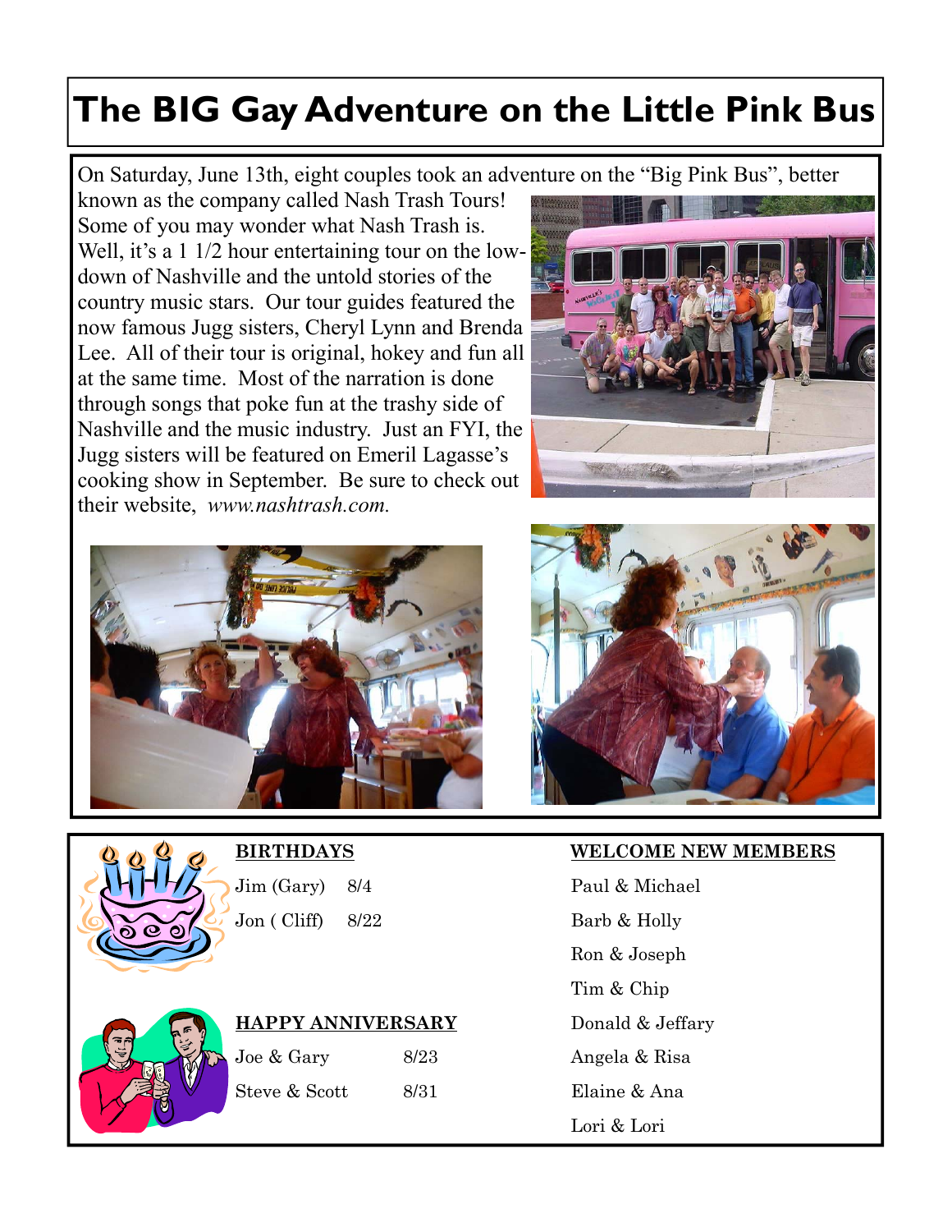# The BIG Gay Adventure on the Little Pink Bus

On Saturday, June 13th, eight couples took an adventure on the "Big Pink Bus", better known as the company called Nash Trash Tours! Some of you may wonder what Nash Trash is. Well, it's a 1 1/2 hour entertaining tour on the low-down of Nashville and the untold stories of the country music stars. Our tour guides featured the now famous Jugg sisters, Cheryl Lynn and Brenda Lee. All of their tour is original, hokey and fun all at the same time. Most of the narration is done through songs that poke fun at the trashy side of Nashville and the music industry. Just an FYI, the Jugg sisters will be featured on Emeril Lagasse's cooking show in September. Be sure to check out their website, *www.nashtrash.com.*

**BIRTHDAYS**

| | |
|---|---|
| Jim (Gary) | 8/4 |
| Jon ( Cliff) | 8/22 |

**HAPPY ANNIVERSARY**

| | |
|---|---|
| Joe & Gary | 8/23 |
| Steve & Scott | 8/31 |

**WELCOME NEW MEMBERS**

Paul & Michael
Barb & Holly
Ron & Joseph
Tim & Chip
Donald & Jeffary
Angela & Risa
Elaine & Ana
Lori & Lori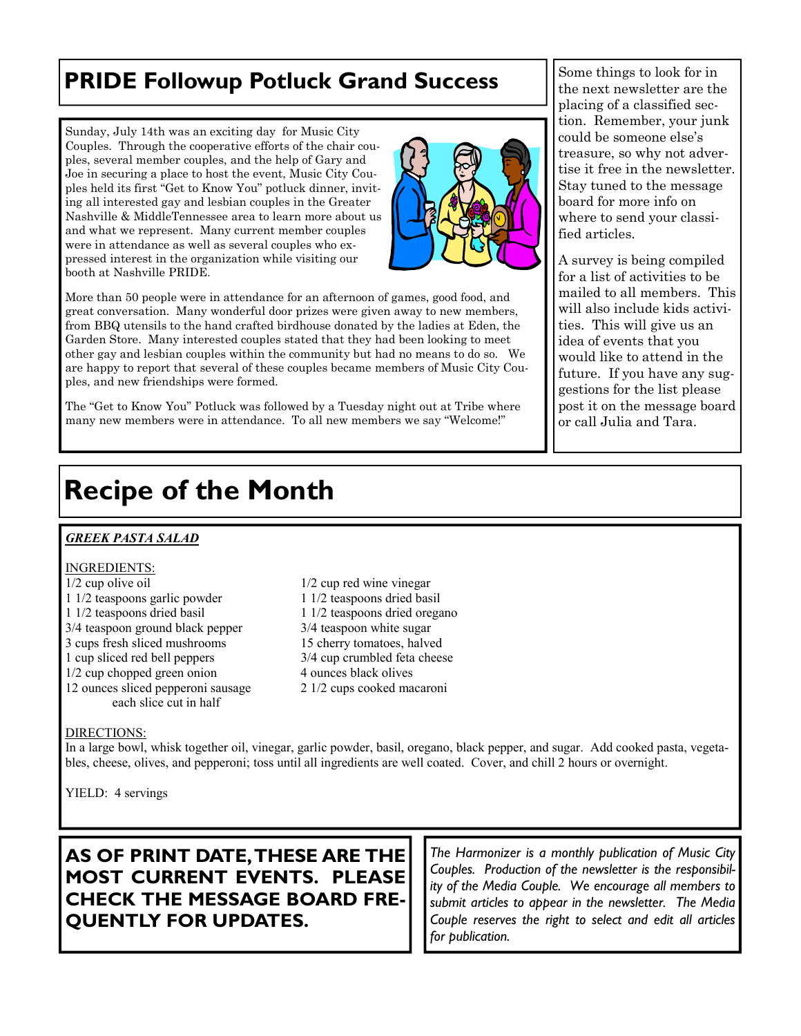## PRIDE Followup Potluck Grand Success

Sunday, July 14th was an exciting day for Music City Couples. Through the cooperative efforts of the chair couples, several member couples, and the help of Gary and Joe in securing a place to host the event, Music City Couples held its first "Get to Know You" potluck dinner, inviting all interested gay and lesbian couples in the Greater Nashville & MiddleTennessee area to learn more about us and what we represent. Many current member couples were in attendance as well as several couples who expressed interest in the organization while visiting our booth at Nashville PRIDE.

More than 50 people were in attendance for an afternoon of games, good food, and great conversation. Many wonderful door prizes were given away to new members, from BBQ utensils to the hand crafted birdhouse donated by the ladies at Eden, the Garden Store. Many interested couples stated that they had been looking to meet other gay and lesbian couples within the community but had no means to do so. We are happy to report that several of these couples became members of Music City Couples, and new friendships were formed.

The "Get to Know You" Potluck was followed by a Tuesday night out at Tribe where many new members were in attendance. To all new members we say "Welcome!"

Some things to look for in the next newsletter are the placing of a classified section. Remember, your junk could be someone else's treasure, so why not advertise it free in the newsletter. Stay tuned to the message board for more info on where to send your classified articles.

A survey is being compiled for a list of activities to be mailed to all members. This will also include kids activities. This will give us an idea of events that you would like to attend in the future. If you have any suggestions for the list please post it on the message board or call Julia and Tara.

# Recipe of the Month

***GREEK PASTA SALAD***

INGREDIENTS:

- 1/2 cup olive oil
- 1 1/2 teaspoons garlic powder
- 1 1/2 teaspoons dried basil
- 3/4 teaspoon ground black pepper
- 3 cups fresh sliced mushrooms
- 1 cup sliced red bell peppers
- 1/2 cup chopped green onion
- 12 ounces sliced pepperoni sausage each slice cut in half
- 1/2 cup red wine vinegar
- 1 1/2 teaspoons dried basil
- 1 1/2 teaspoons dried oregano
- 3/4 teaspoon white sugar
- 15 cherry tomatoes, halved
- 3/4 cup crumbled feta cheese
- 4 ounces black olives
- 2 1/2 cups cooked macaroni

DIRECTIONS:

In a large bowl, whisk together oil, vinegar, garlic powder, basil, oregano, black pepper, and sugar. Add cooked pasta, vegetables, cheese, olives, and pepperoni; toss until all ingredients are well coated. Cover, and chill 2 hours or overnight.

YIELD: 4 servings

**AS OF PRINT DATE, THESE ARE THE MOST CURRENT EVENTS. PLEASE CHECK THE MESSAGE BOARD FREQUENTLY FOR UPDATES.**

*The Harmonizer is a monthly publication of Music City Couples. Production of the newsletter is the responsibility of the Media Couple. We encourage all members to submit articles to appear in the newsletter. The Media Couple reserves the right to select and edit all articles for publication.*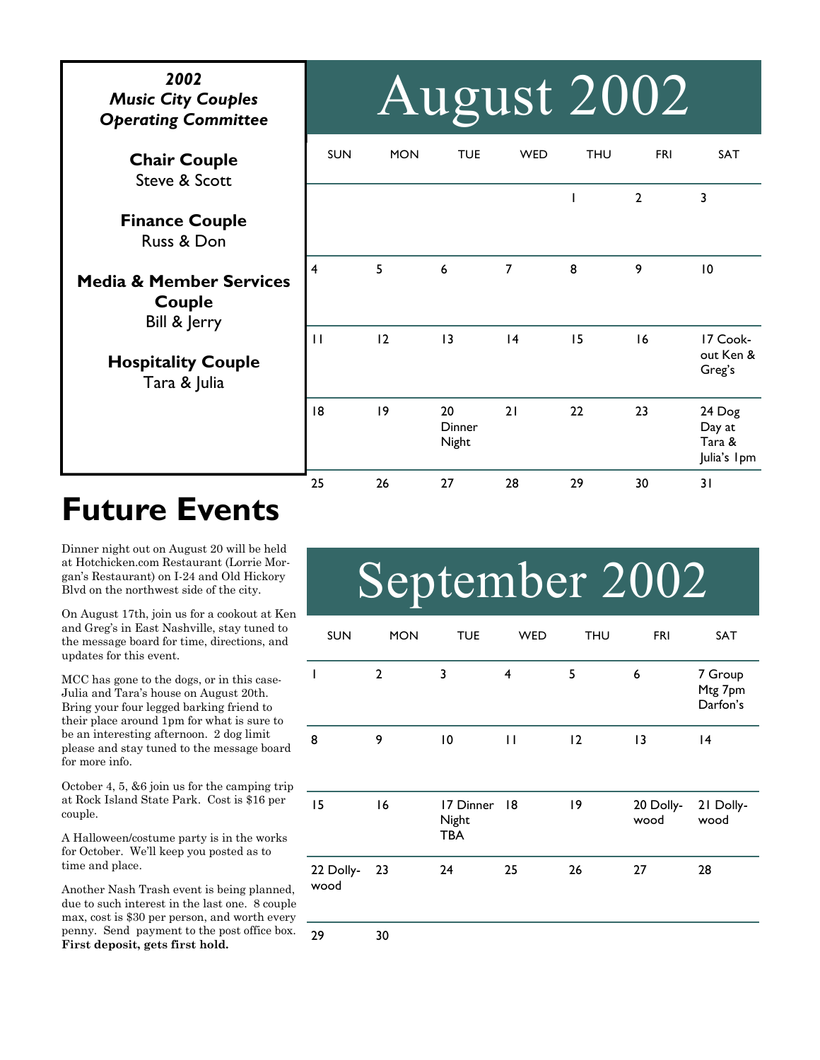*2002*
*Music City Couples*
*Operating Committee*

**Chair Couple**
Steve & Scott

**Finance Couple**
Russ & Don

**Media & Member Services Couple**
Bill & Jerry

**Hospitality Couple**
Tara & Julia

# Future Events

Dinner night out on August 20 will be held at Hotchicken.com Restaurant (Lorrie Morgan's Restaurant) on I-24 and Old Hickory Blvd on the northwest side of the city.

On August 17th, join us for a cookout at Ken and Greg's in East Nashville, stay tuned to the message board for time, directions, and updates for this event.

MCC has gone to the dogs, or in this case-Julia and Tara's house on August 20th. Bring your four legged barking friend to their place around 1pm for what is sure to be an interesting afternoon. 2 dog limit please and stay tuned to the message board for more info.

October 4, 5, &6 join us for the camping trip at Rock Island State Park. Cost is $16 per couple.

A Halloween/costume party is in the works for October. We'll keep you posted as to time and place.

Another Nash Trash event is being planned, due to such interest in the last one. 8 couple max, cost is $30 per person, and worth every penny. Send payment to the post office box. **First deposit, gets first hold.**

# August 2002

| SUN | MON | TUE | WED | THU | FRI | SAT |
|---|---|---|---|---|---|---|
| | | | | 1 | 2 | 3 |
| 4 | 5 | 6 | 7 | 8 | 9 | 10 |
| 11 | 12 | 13 | 14 | 15 | 16 | 17 Cook-out Ken & Greg's |
| 18 | 19 | 20 Dinner Night | 21 | 22 | 23 | 24 Dog Day at Tara & Julia's 1pm |
| 25 | 26 | 27 | 28 | 29 | 30 | 31 |

# September 2002

| SUN | MON | TUE | WED | THU | FRI | SAT |
|---|---|---|---|---|---|---|
| 1 | 2 | 3 | 4 | 5 | 6 | 7 Group Mtg 7pm Darfon's |
| 8 | 9 | 10 | 11 | 12 | 13 | 14 |
| 15 | 16 | 17 Dinner Night TBA | 18 | 19 | 20 Dolly-wood | 21 Dolly-wood |
| 22 Dolly-wood | 23 | 24 | 25 | 26 | 27 | 28 |
| 29 | 30 | | | | | |